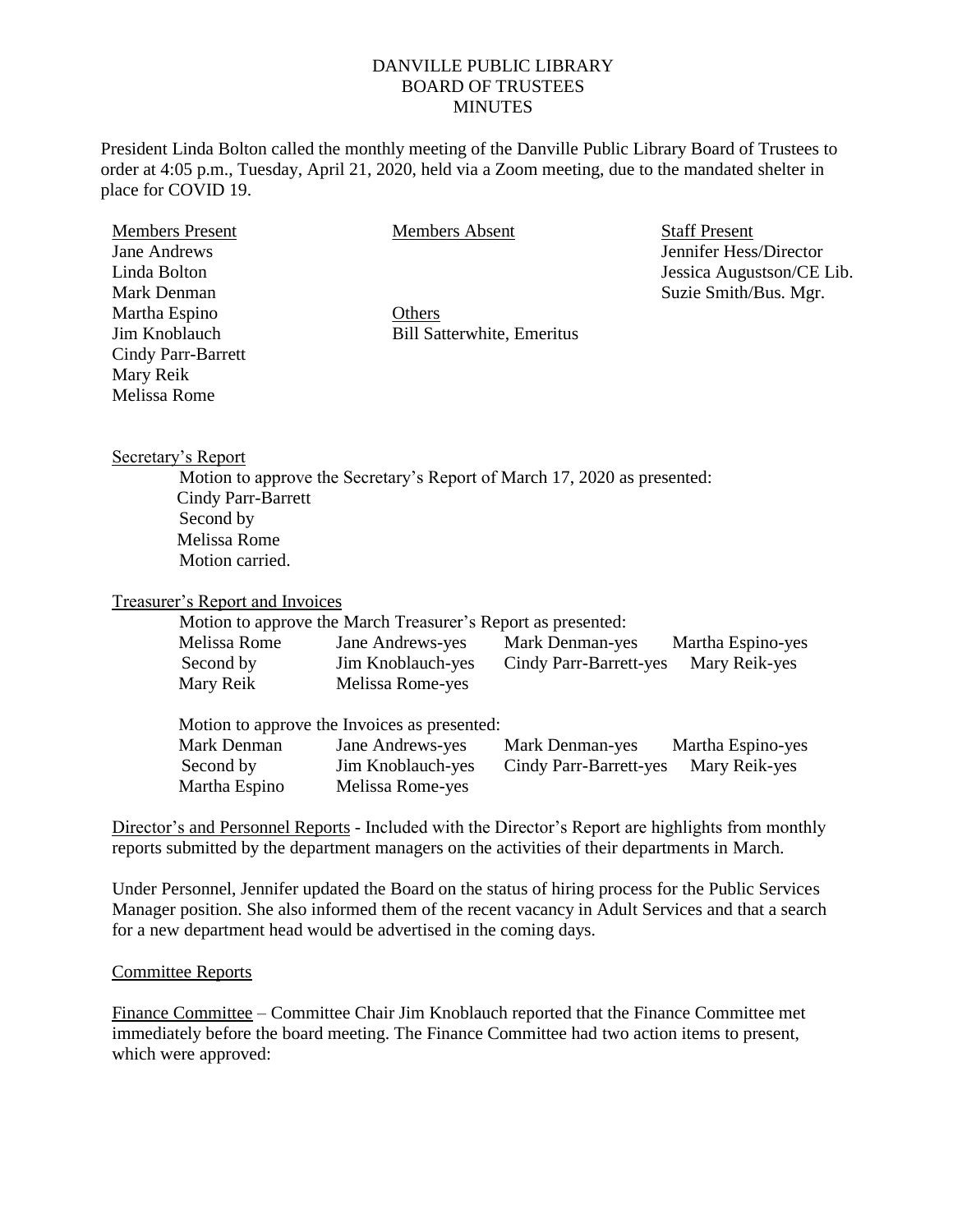DANVILLE PUBLIC LIBRARY
BOARD OF TRUSTEES
MINUTES

President Linda Bolton called the monthly meeting of the Danville Public Library Board of Trustees to order at 4:05 p.m., Tuesday, April 21, 2020, held via a Zoom meeting, due to the mandated shelter in place for COVID 19.

| Members Present | Members Absent | Staff Present |
|---|---|---|
| Jane Andrews | | Jennifer Hess/Director |
| Linda Bolton | | Jessica Augustson/CE Lib. |
| Mark Denman | | Suzie Smith/Bus. Mgr. |
| Martha Espino | Others | |
| Jim Knoblauch | Bill Satterwhite, Emeritus | |
| Cindy Parr-Barrett | | |
| Mary Reik | | |
| Melissa Rome | | |

Secretary's Report

Motion to approve the Secretary's Report of March 17, 2020 as presented:
Cindy Parr-Barrett
Second by
Melissa Rome
Motion carried.

Treasurer's Report and Invoices

Motion to approve the March Treasurer's Report as presented:

| | | | |
|---|---|---|---|
| Melissa Rome | Jane Andrews-yes | Mark Denman-yes | Martha Espino-yes |
| Second by | Jim Knoblauch-yes | Cindy Parr-Barrett-yes | Mary Reik-yes |
| Mary Reik | Melissa Rome-yes | | |

Motion to approve the Invoices as presented:

| | | | |
|---|---|---|---|
| Mark Denman | Jane Andrews-yes | Mark Denman-yes | Martha Espino-yes |
| Second by | Jim Knoblauch-yes | Cindy Parr-Barrett-yes | Mary Reik-yes |
| Martha Espino | Melissa Rome-yes | | |

Director's and Personnel Reports - Included with the Director's Report are highlights from monthly reports submitted by the department managers on the activities of their departments in March.

Under Personnel, Jennifer updated the Board on the status of hiring process for the Public Services Manager position. She also informed them of the recent vacancy in Adult Services and that a search for a new department head would be advertised in the coming days.

Committee Reports

Finance Committee – Committee Chair Jim Knoblauch reported that the Finance Committee met immediately before the board meeting. The Finance Committee had two action items to present, which were approved: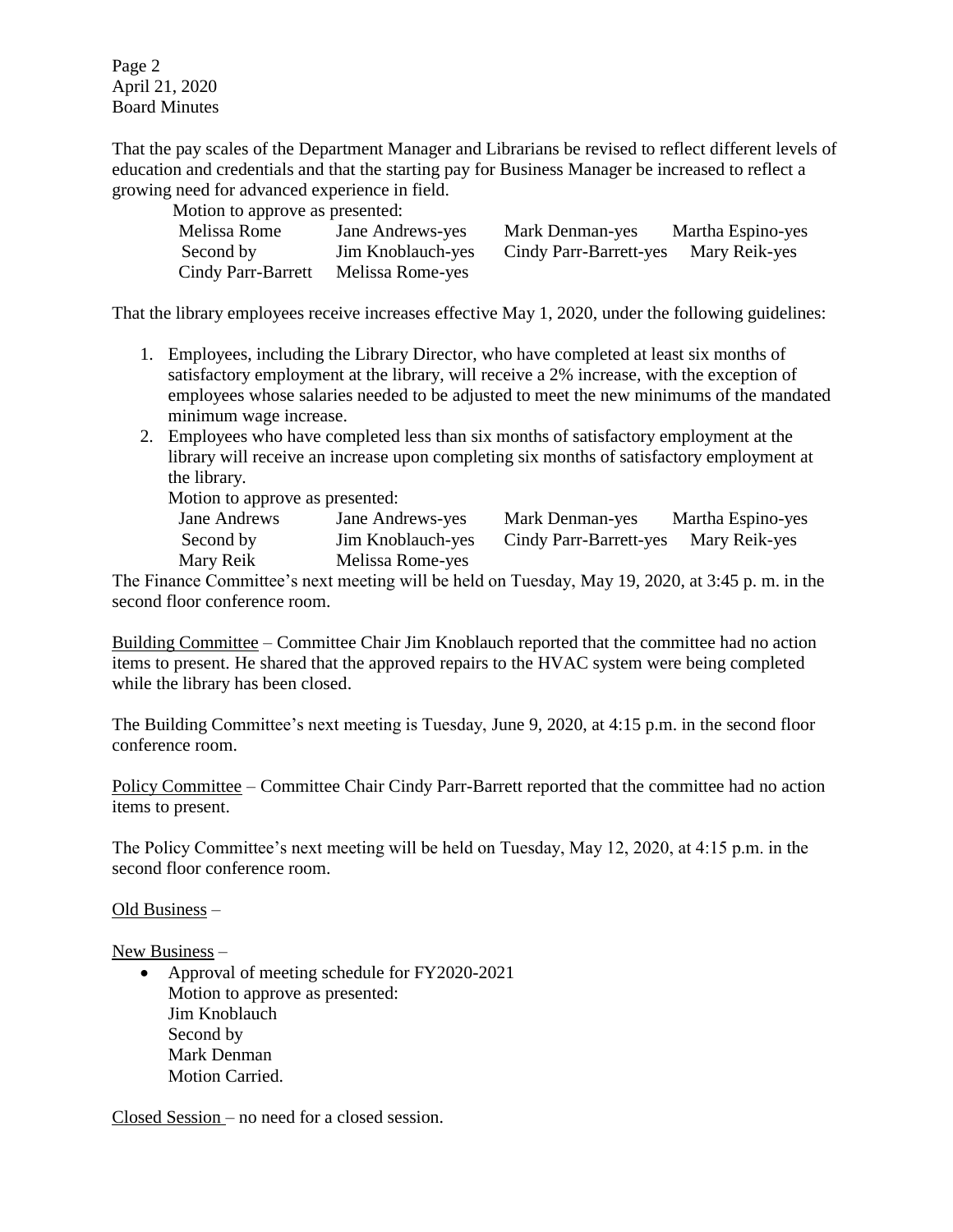That the pay scales of the Department Manager and Librarians be revised to reflect different levels of education and credentials and that the starting pay for Business Manager be increased to reflect a growing need for advanced experience in field.

Motion to approve as presented:

| | | | |
|---|---|---|---|
| Melissa Rome | Jane Andrews-yes | Mark Denman-yes | Martha Espino-yes |
| Second by | Jim Knoblauch-yes | Cindy Parr-Barrett-yes | Mary Reik-yes |
| Cindy Parr-Barrett | Melissa Rome-yes | | |

That the library employees receive increases effective May 1, 2020, under the following guidelines:

1. Employees, including the Library Director, who have completed at least six months of satisfactory employment at the library, will receive a 2% increase, with the exception of employees whose salaries needed to be adjusted to meet the new minimums of the mandated minimum wage increase.
2. Employees who have completed less than six months of satisfactory employment at the library will receive an increase upon completing six months of satisfactory employment at the library.

Motion to approve as presented:

| | | | |
|---|---|---|---|
| Jane Andrews | Jane Andrews-yes | Mark Denman-yes | Martha Espino-yes |
| Second by | Jim Knoblauch-yes | Cindy Parr-Barrett-yes | Mary Reik-yes |
| Mary Reik | Melissa Rome-yes | | |

The Finance Committee's next meeting will be held on Tuesday, May 19, 2020, at 3:45 p. m. in the second floor conference room.

Building Committee – Committee Chair Jim Knoblauch reported that the committee had no action items to present. He shared that the approved repairs to the HVAC system were being completed while the library has been closed.

The Building Committee's next meeting is Tuesday, June 9, 2020, at 4:15 p.m. in the second floor conference room.

Policy Committee – Committee Chair Cindy Parr-Barrett reported that the committee had no action items to present.

The Policy Committee's next meeting will be held on Tuesday, May 12, 2020, at 4:15 p.m. in the second floor conference room.

Old Business –

New Business –

- Approval of meeting schedule for FY2020-2021
  Motion to approve as presented:
  Jim Knoblauch
  Second by
  Mark Denman
  Motion Carried.

Closed Session – no need for a closed session.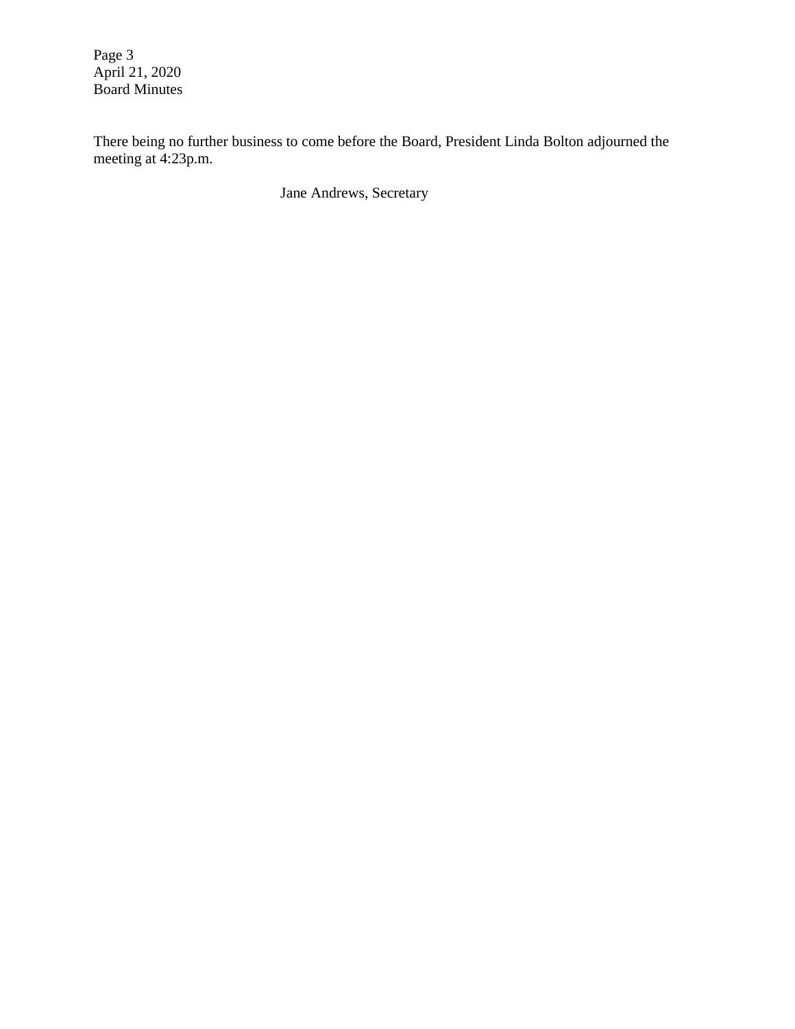There being no further business to come before the Board, President Linda Bolton adjourned the meeting at 4:23p.m.

Jane Andrews, Secretary